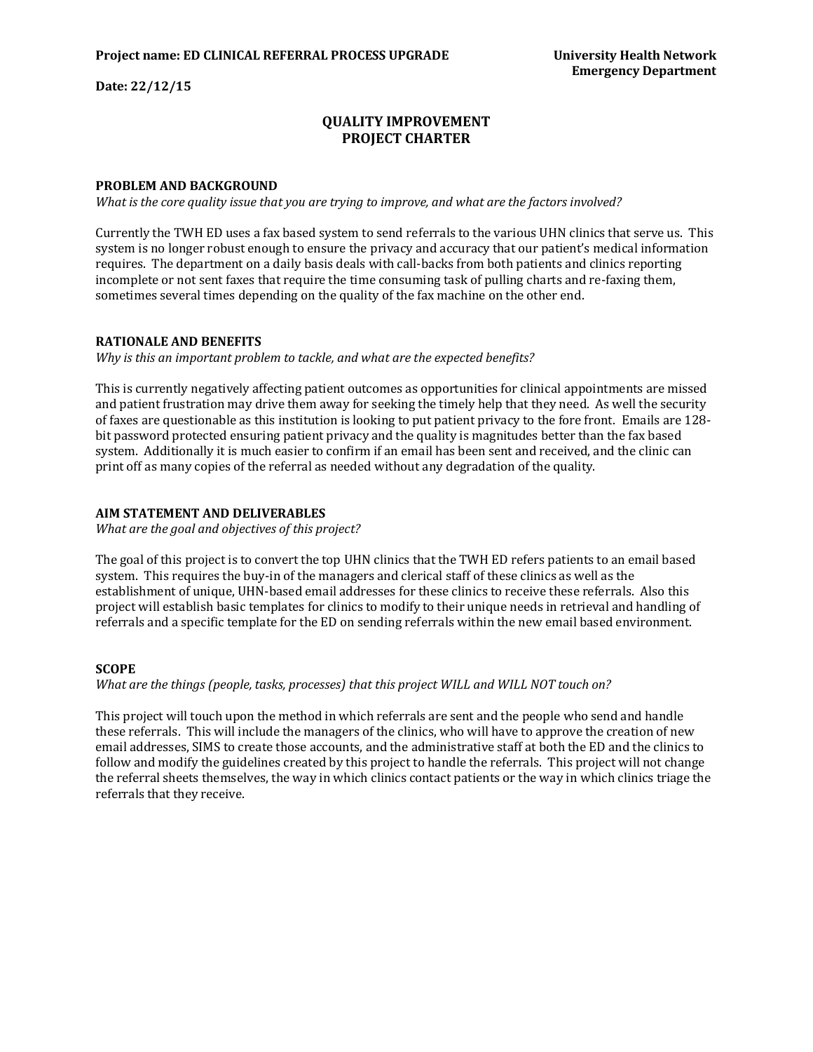**Project name: ED CLINICAL REFERRAL PROCESS UPGRADE**

**University Health Network**
**Emergency Department**

**Date: 22/12/15**

# QUALITY IMPROVEMENT PROJECT CHARTER

## PROBLEM AND BACKGROUND

*What is the core quality issue that you are trying to improve, and what are the factors involved?*

Currently the TWH ED uses a fax based system to send referrals to the various UHN clinics that serve us. This system is no longer robust enough to ensure the privacy and accuracy that our patient's medical information requires. The department on a daily basis deals with call-backs from both patients and clinics reporting incomplete or not sent faxes that require the time consuming task of pulling charts and re-faxing them, sometimes several times depending on the quality of the fax machine on the other end.

## RATIONALE AND BENEFITS

*Why is this an important problem to tackle, and what are the expected benefits?*

This is currently negatively affecting patient outcomes as opportunities for clinical appointments are missed and patient frustration may drive them away for seeking the timely help that they need. As well the security of faxes are questionable as this institution is looking to put patient privacy to the fore front. Emails are 128-bit password protected ensuring patient privacy and the quality is magnitudes better than the fax based system. Additionally it is much easier to confirm if an email has been sent and received, and the clinic can print off as many copies of the referral as needed without any degradation of the quality.

## AIM STATEMENT AND DELIVERABLES

*What are the goal and objectives of this project?*

The goal of this project is to convert the top UHN clinics that the TWH ED refers patients to an email based system. This requires the buy-in of the managers and clerical staff of these clinics as well as the establishment of unique, UHN-based email addresses for these clinics to receive these referrals. Also this project will establish basic templates for clinics to modify to their unique needs in retrieval and handling of referrals and a specific template for the ED on sending referrals within the new email based environment.

## SCOPE

*What are the things (people, tasks, processes) that this project WILL and WILL NOT touch on?*

This project will touch upon the method in which referrals are sent and the people who send and handle these referrals. This will include the managers of the clinics, who will have to approve the creation of new email addresses, SIMS to create those accounts, and the administrative staff at both the ED and the clinics to follow and modify the guidelines created by this project to handle the referrals. This project will not change the referral sheets themselves, the way in which clinics contact patients or the way in which clinics triage the referrals that they receive.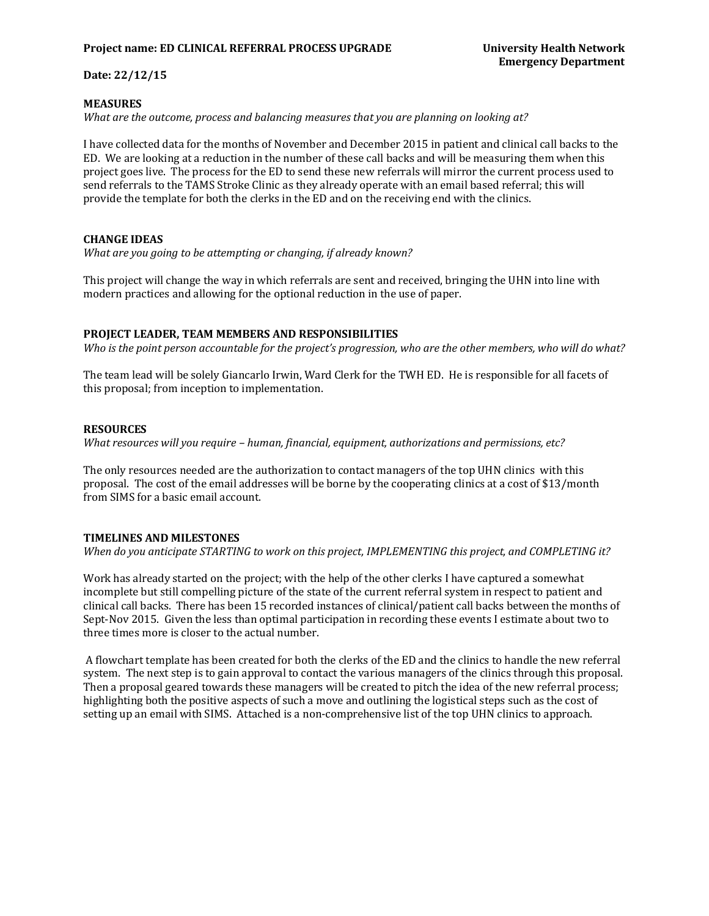**Project name: ED CLINICAL REFERRAL PROCESS UPGRADE** **University Health Network Emergency Department**

**Date: 22/12/15**

### MEASURES

*What are the outcome, process and balancing measures that you are planning on looking at?*

I have collected data for the months of November and December 2015 in patient and clinical call backs to the ED. We are looking at a reduction in the number of these call backs and will be measuring them when this project goes live. The process for the ED to send these new referrals will mirror the current process used to send referrals to the TAMS Stroke Clinic as they already operate with an email based referral; this will provide the template for both the clerks in the ED and on the receiving end with the clinics.

### CHANGE IDEAS

*What are you going to be attempting or changing, if already known?*

This project will change the way in which referrals are sent and received, bringing the UHN into line with modern practices and allowing for the optional reduction in the use of paper.

### PROJECT LEADER, TEAM MEMBERS AND RESPONSIBILITIES

*Who is the point person accountable for the project's progression, who are the other members, who will do what?*

The team lead will be solely Giancarlo Irwin, Ward Clerk for the TWH ED. He is responsible for all facets of this proposal; from inception to implementation.

### RESOURCES

*What resources will you require – human, financial, equipment, authorizations and permissions, etc?*

The only resources needed are the authorization to contact managers of the top UHN clinics with this proposal. The cost of the email addresses will be borne by the cooperating clinics at a cost of $13/month from SIMS for a basic email account.

### TIMELINES AND MILESTONES

*When do you anticipate STARTING to work on this project, IMPLEMENTING this project, and COMPLETING it?*

Work has already started on the project; with the help of the other clerks I have captured a somewhat incomplete but still compelling picture of the state of the current referral system in respect to patient and clinical call backs. There has been 15 recorded instances of clinical/patient call backs between the months of Sept-Nov 2015. Given the less than optimal participation in recording these events I estimate about two to three times more is closer to the actual number.

A flowchart template has been created for both the clerks of the ED and the clinics to handle the new referral system. The next step is to gain approval to contact the various managers of the clinics through this proposal. Then a proposal geared towards these managers will be created to pitch the idea of the new referral process; highlighting both the positive aspects of such a move and outlining the logistical steps such as the cost of setting up an email with SIMS. Attached is a non-comprehensive list of the top UHN clinics to approach.